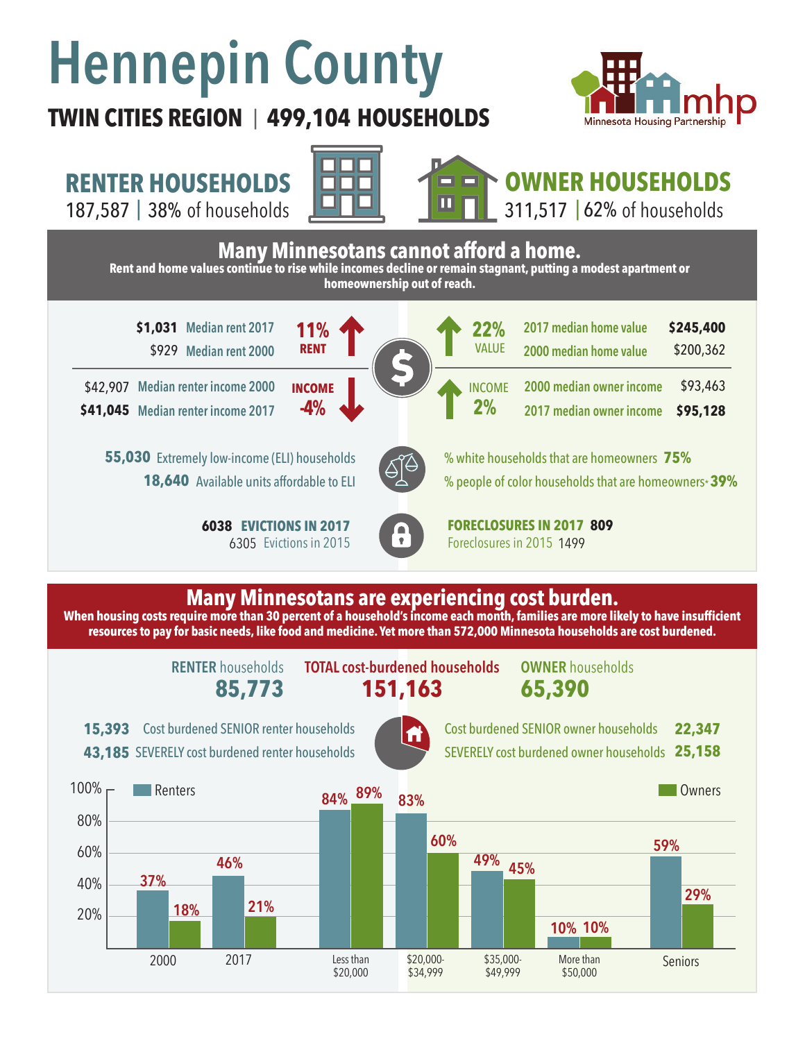# Hennepin County

**TWIN CITIES REGION | 499,104 HOUSEHOLDS**

Minnesota Housing Partnership (mhp)

## RENTER HOUSEHOLDS

187,587 | 38% of households

## OWNER HOUSEHOLDS

311,517 | 62% of households

## Many Minnesotans cannot afford a home.

**Rent and home values continue to rise while incomes decline or remain stagnant, putting a modest apartment or homeownership out of reach.**

| Renters | | | Owners | | |
|---|---|---|---|---|---|
| **$1,031** | Median rent 2017 | **11% RENT** ↑ | **22% VALUE** ↑ | 2017 median home value | **$245,400** |
| $929 | Median rent 2000 | | | 2000 median home value | $200,362 |
| $42,907 | Median renter income 2000 | **INCOME -4%** ↓ | **INCOME 2%** ↑ | 2000 median owner income | $93,463 |
| **$41,045** | Median renter income 2017 | | | 2017 median owner income | **$95,128** |

**55,030** Extremely low-income (ELI) households

**18,640** Available units affordable to ELI

% white households that are homeowners **75%**

% people of color households that are homeowners* **39%**

**6038 EVICTIONS IN 2017**

6305 Evictions in 2015

**FORECLOSURES IN 2017 809**

Foreclosures in 2015 1499

## Many Minnesotans are experiencing cost burden.

**When housing costs require more than 30 percent of a household's income each month, families are more likely to have insufficient resources to pay for basic needs, like food and medicine. Yet more than 572,000 Minnesota households are cost burdened.**

| RENTER households | TOTAL cost-burdened households | OWNER households |
|---|---|---|
| **85,773** | **151,163** | **65,390** |

**15,393** Cost burdened SENIOR renter households

**43,185** SEVERELY cost burdened renter households

Cost burdened SENIOR owner households **22,347**

SEVERELY cost burdened owner households **25,158**

| | Renters | Owners |
|---|---|---|
| 2000 | 37% | 18% |
| 2017 | 46% | 21% |
| Less than $20,000 | 84% | 89% |
| $20,000-$34,999 | 83% | 60% |
| $35,000-$49,999 | 49% | 45% |
| More than $50,000 | 10% | 10% |
| Seniors | 59% | 29% |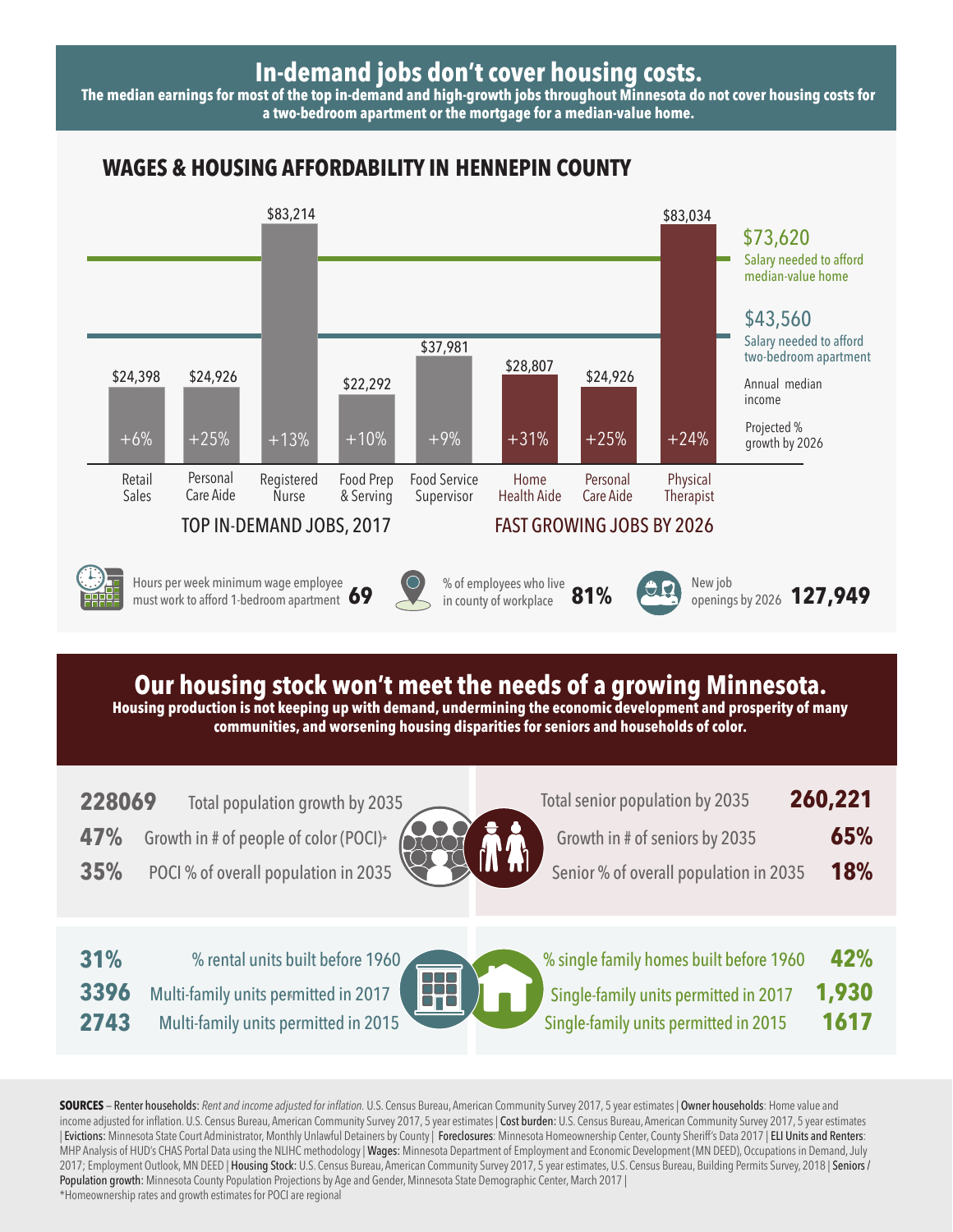# In-demand jobs don't cover housing costs.

**The median earnings for most of the top in-demand and high-growth jobs throughout Minnesota do not cover housing costs for a two-bedroom apartment or the mortgage for a median-value home.**

## WAGES & HOUSING AFFORDABILITY IN HENNEPIN COUNTY

$73,620
Salary needed to afford median-value home

$43,560
Salary needed to afford two-bedroom apartment

Annual median income

Projected % growth by 2026

TOP IN-DEMAND JOBS, 2017

Retail Sales: $24,398, +6%
Personal Care Aide: $24,926, +25%
Registered Nurse: $83,214, +13%
Food Prep & Serving: $22,292, +10%
Food Service Supervisor: $37,981, +9%

FAST GROWING JOBS BY 2026

Home Health Aide: $28,807, +31%
Personal Care Aide: $24,926, +25%
Physical Therapist: $83,034, +24%

Hours per week minimum wage employee must work to afford 1-bedroom apartment **69**

% of employees who live in county of workplace **81%**

New job openings by 2026 **127,949**

# Our housing stock won't meet the needs of a growing Minnesota.

**Housing production is not keeping up with demand, undermining the economic development and prosperity of many communities, and worsening housing disparities for seniors and households of color.**

**228069** Total population growth by 2035
**47%** Growth in # of people of color (POCI)*
**35%** POCI % of overall population in 2035

Total senior population by 2035 **260,221**
Growth in # of seniors by 2035 **65%**
Senior % of overall population in 2035 **18%**

**31%** % rental units built before 1960
**3396** Multi-family units permitted in 2017
**2743** Multi-family units permitted in 2015

% single family homes built before 1960 **42%**
Single-family units permitted in 2017 **1,930**
Single-family units permitted in 2015 **1617**

**SOURCES** – **Renter households**: *Rent and income adjusted for inflation.* U.S. Census Bureau, American Community Survey 2017, 5 year estimates | **Owner households**: Home value and income adjusted for inflation. U.S. Census Bureau, American Community Survey 2017, 5 year estimates | **Cost burden**: U.S. Census Bureau, American Community Survey 2017, 5 year estimates | **Evictions**: Minnesota State Court Administrator, Monthly Unlawful Detainers by County | **Foreclosures**: Minnesota Homeownership Center, County Sheriff's Data 2017 | **ELI Units and Renters**: MHP Analysis of HUD's CHAS Portal Data using the NLIHC methodology | **Wages**: Minnesota Department of Employment and Economic Development (MN DEED), Occupations in Demand, July 2017; Employment Outlook, MN DEED | **Housing Stock**: U.S. Census Bureau, American Community Survey 2017, 5 year estimates, U.S. Census Bureau, Building Permits Survey, 2018 | **Seniors / Population growth**: Minnesota County Population Projections by Age and Gender, Minnesota State Demographic Center, March 2017 |
*Homeownership rates and growth estimates for POCI are regional